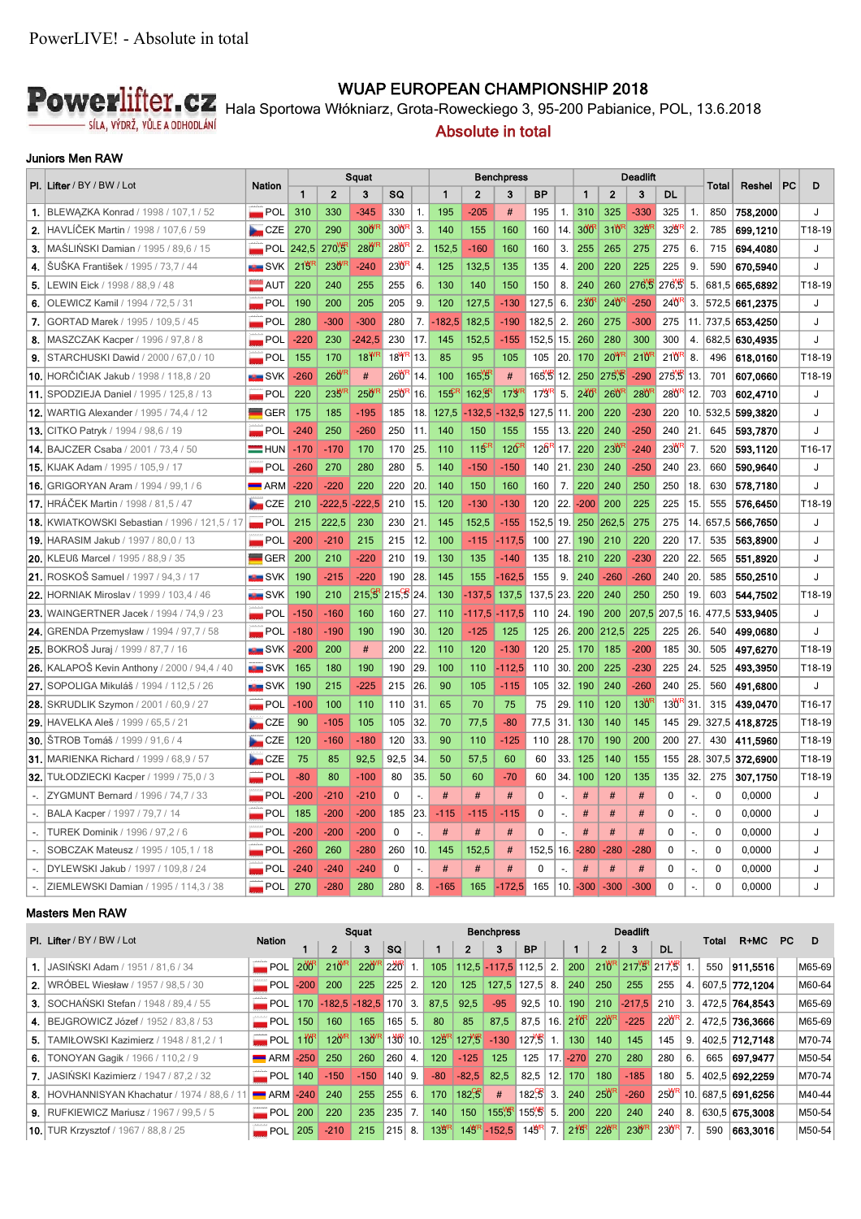PowerLIVE! - Absolute in total

Powerlifter.cz
SÍLA, VÝDRŽ, VŮLE A ODHODLÁNÍ

# WUAP EUROPEAN CHAMPIONSHIP 2018

Hala Sportowa Włókniarz, Grota-Roweckiego 3, 95-200 Pabianice, POL, 13.6.2018

## Absolute in total

### Juniors Men RAW

| Pl. | Lifter / BY / BW / Lot | Nation | Squat 1 | Squat 2 | Squat 3 | SQ | | Bench 1 | Bench 2 | Bench 3 | BP | | Dead 1 | Dead 2 | Dead 3 | DL | | Total | Reshel | PC | D |
|---|---|---|---|---|---|---|---|---|---|---|---|---|---|---|---|---|---|---|---|---|---|
| 1. | BLEWĄZKA Konrad / 1998 / 107,1 / 52 | POL | 310 | 330 | -345 | 330 | 1. | 195 | -205 | # | 195 | 1. | 310 | 325 | -330 | 325 | 1. | 850 | 758,2000 | | J |
| 2. | HAVLÍČEK Martin / 1998 / 107,6 / 59 | CZE | 270 | 290 | 300WR | 300WR | 3. | 140 | 155 | 160 | 160 | 14. | 300WR | 310WR | 325WR | 325WR | 2. | 785 | 699,1210 | | T18-19 |
| 3. | MAŚLIŃSKI Damian / 1995 / 89,6 / 15 | POL | 242,5 | 270,5WR | 280WR | 280WR | 2. | 152,5 | -160 | 160 | 160 | 3. | 255 | 265 | 275 | 275 | 6. | 715 | 694,4080 | | J |
| 4. | ŠUŠKA František / 1995 / 73,7 / 44 | SVK | 215WR | 230WR | -240 | 230WR | 4. | 125 | 132,5 | 135 | 135 | 4. | 200 | 220 | 225 | 225 | 9. | 590 | 670,5940 | | J |
| 5. | LEWIN Eick / 1998 / 88,9 / 48 | AUT | 220 | 240 | 255 | 255 | 6. | 130 | 140 | 150 | 150 | 8. | 240 | 260 | 276,5WR | 276,5WR | 5. | 681,5 | 665,6892 | | T18-19 |
| 6. | OLEWICZ Kamil / 1994 / 72,5 / 31 | POL | 190 | 200 | 205 | 205 | 9. | 120 | 127,5 | -130 | 127,5 | 6. | 230WR | 240WR | -250 | 240WR | 3. | 572,5 | 661,2375 | | J |
| 7. | GORTAD Marek / 1995 / 109,5 / 45 | POL | 280 | -300 | -300 | 280 | 7. | -182,5 | 182,5 | -190 | 182,5 | 2. | 260 | 275 | -300 | 275 | 11. | 737,5 | 653,4250 | | J |
| 8. | MASZCZAK Kacper / 1996 / 97,8 / 8 | POL | -220 | 230 | -242,5 | 230 | 17. | 145 | 152,5 | -155 | 152,5 | 15. | 260 | 280 | 300 | 300 | 4. | 682,5 | 630,4935 | | J |
| 9. | STARCHUSKI Dawid / 2000 / 67,0 / 10 | POL | 155 | 170 | 181WR | 181WR | 13. | 85 | 95 | 105 | 105 | 20. | 170 | 201WR | 210WR | 210WR | 8. | 496 | 618,0160 | | T18-19 |
| 10. | HORČIČIAK Jakub / 1998 / 118,8 / 20 | SVK | -260 | 260WR | # | 260WR | 14. | 100 | 165,5WR | # | 165,5WR | 12. | 250 | 275,5WR | -290 | 275,5WR | 13. | 701 | 607,0660 | | T18-19 |
| 11. | SPODZIEJA Daniel / 1995 / 125,8 / 13 | POL | 220 | 235WR | 250WR | 250WR | 16. | 155WR | 162,5WR | 173WR | 173WR | 5. | 240WR | 260WR | 280WR | 280WR | 12. | 703 | 602,4710 | | J |
| 12. | WARTIG Alexander / 1995 / 74,4 / 12 | GER | 175 | 185 | -195 | 185 | 18. | 127,5 | -132,5 | -132,5 | 127,5 | 11. | 200 | 220 | -230 | 220 | 10. | 532,5 | 599,3820 | | J |
| 13. | CITKO Patryk / 1994 / 98,6 / 19 | POL | -240 | 250 | -260 | 250 | 11. | 140 | 150 | 155 | 155 | 13. | 220 | 240 | -250 | 240 | 21. | 645 | 593,7870 | | J |
| 14. | BAJCZER Csaba / 2001 / 73,4 / 50 | HUN | -170 | -170 | 170 | 170 | 25. | 110 | 115CR | 120CR | 120CR | 17. | 220 | 230WR | -240 | 230WR | 7. | 520 | 593,1120 | | T16-17 |
| 15. | KIJAK Adam / 1995 / 105,9 / 17 | POL | -260 | 270 | 280 | 280 | 5. | 140 | -150 | -150 | 140 | 21. | 230 | 240 | -250 | 240 | 23. | 660 | 590,9640 | | J |
| 16. | GRIGORYAN Aram / 1994 / 99,1 / 6 | ARM | -220 | -220 | 220 | 220 | 20. | 140 | 150 | 160 | 160 | 7. | 220 | 240 | 250 | 250 | 18. | 630 | 578,7180 | | J |
| 17. | HRÁČEK Martin / 1998 / 81,5 / 47 | CZE | 210 | -222,5 | -222,5 | 210 | 15. | 120 | -130 | -130 | 120 | 22. | -200 | 200 | 225 | 225 | 15. | 555 | 576,6450 | | T18-19 |
| 18. | KWIATKOWSKI Sebastian / 1996 / 121,5 / 17 | POL | 215 | 222,5 | 230 | 230 | 21. | 145 | 152,5 | -155 | 152,5 | 19. | 250 | 262,5 | 275 | 275 | 14. | 657,5 | 566,7650 | | J |
| 19. | HARASIM Jakub / 1997 / 80,0 / 13 | POL | -200 | -210 | 215 | 215 | 12. | 100 | -115 | -117,5 | 100 | 27. | 190 | 210 | 220 | 220 | 17. | 535 | 563,8900 | | J |
| 20. | KLEUß Marcel / 1995 / 88,9 / 35 | GER | 200 | 210 | -220 | 210 | 19. | 130 | 135 | -140 | 135 | 18. | 210 | 220 | -230 | 220 | 22. | 565 | 551,8920 | | J |
| 21. | ROSKOŠ Samuel / 1997 / 94,3 / 17 | SVK | 190 | -215 | -220 | 190 | 28. | 145 | 155 | -162,5 | 155 | 9. | 240 | -260 | -260 | 240 | 20. | 585 | 550,2510 | | J |
| 22. | HORNIAK Miroslav / 1999 / 103,4 / 46 | SVK | 190 | 210 | 215,5CR | 215,5CR | 24. | 130 | -137,5 | 137,5 | 137,5 | 23. | 220 | 240 | 250 | 250 | 19. | 603 | 544,7502 | | T18-19 |
| 23. | WAINGERTNER Jacek / 1994 / 74,9 / 23 | POL | -150 | -160 | 160 | 160 | 27. | 110 | -117,5 | -117,5 | 110 | 24. | 190 | 200 | 207,5 | 207,5 | 16. | 477,5 | 533,9405 | | J |
| 24. | GRENDA Przemysław / 1994 / 97,7 / 58 | POL | -180 | -190 | 190 | 190 | 30. | 120 | -125 | 125 | 125 | 26. | 200 | 212,5 | 225 | 225 | 26. | 540 | 499,0680 | | J |
| 25. | BOKROŠ Juraj / 1999 / 87,7 / 16 | SVK | -200 | 200 | # | 200 | 22. | 110 | 120 | -130 | 120 | 25. | 170 | 185 | -200 | 185 | 30. | 505 | 497,6270 | | T18-19 |
| 26. | KALAPOŠ Kevin Anthony / 2000 / 94,4 / 40 | SVK | 165 | 180 | 190 | 190 | 29. | 100 | 110 | -112,5 | 110 | 30. | 200 | 225 | -230 | 225 | 24. | 525 | 493,3950 | | T18-19 |
| 27. | SOPOLIGA Mikuláš / 1994 / 112,5 / 26 | SVK | 190 | 215 | -225 | 215 | 26. | 90 | 105 | -115 | 105 | 32. | 190 | 240 | -260 | 240 | 25. | 560 | 491,6800 | | J |
| 28. | SKRUDLIK Szymon / 2001 / 60,9 / 27 | POL | -100 | 100 | 110 | 110 | 31. | 65 | 70 | 75 | 75 | 29. | 110 | 120 | 130WR | 130WR | 31. | 315 | 439,0470 | | T16-17 |
| 29. | HAVELKA Aleš / 1999 / 65,5 / 21 | CZE | 90 | -105 | 105 | 105 | 32. | 70 | 77,5 | -80 | 77,5 | 31. | 130 | 140 | 145 | 145 | 29. | 327,5 | 418,8725 | | T18-19 |
| 30. | ŠTROB Tomáš / 1999 / 91,6 / 4 | CZE | 120 | -160 | -180 | 120 | 33. | 90 | 110 | -125 | 110 | 28. | 170 | 190 | 200 | 200 | 27. | 430 | 411,5960 | | T18-19 |
| 31. | MARIENKA Richard / 1999 / 68,9 / 57 | CZE | 75 | 85 | 92,5 | 92,5 | 34. | 50 | 57,5 | 60 | 60 | 33. | 125 | 140 | 155 | 155 | 28. | 307,5 | 372,6900 | | T18-19 |
| 32. | TUŁODZIECKI Kacper / 1999 / 75,0 / 3 | POL | -80 | 80 | -100 | 80 | 35. | 50 | 60 | -70 | 60 | 34. | 100 | 120 | 135 | 135 | 32. | 275 | 307,1750 | | T18-19 |
| -. | ZYGMUNT Bernard / 1996 / 74,7 / 33 | POL | -200 | -210 | -210 | 0 | -. | # | # | # | 0 | -. | # | # | # | 0 | -. | 0 | 0,0000 | | J |
| -. | BALA Kacper / 1997 / 79,7 / 14 | POL | 185 | -200 | -200 | 185 | 23. | -115 | -115 | -115 | 0 | -. | # | # | # | 0 | -. | 0 | 0,0000 | | J |
| -. | TUREK Dominik / 1996 / 97,2 / 6 | POL | -200 | -200 | -200 | 0 | -. | # | # | # | 0 | -. | # | # | # | 0 | -. | 0 | 0,0000 | | J |
| -. | SOBCZAK Mateusz / 1995 / 105,1 / 18 | POL | -260 | 260 | -280 | 260 | 10. | 145 | 152,5 | # | 152,5 | 16. | -280 | -280 | -280 | 0 | -. | 0 | 0,0000 | | J |
| -. | DYLEWSKI Jakub / 1997 / 109,8 / 24 | POL | -240 | -240 | -240 | 0 | -. | # | # | # | 0 | -. | # | # | # | 0 | -. | 0 | 0,0000 | | J |
| -. | ZIEMLEWSKI Damian / 1995 / 114,3 / 38 | POL | 270 | -280 | 280 | 280 | 8. | -165 | 165 | -172,5 | 165 | 10. | -300 | -300 | -300 | 0 | -. | 0 | 0,0000 | | J |

### Masters Men RAW

| Pl. | Lifter / BY / BW / Lot | Nation | Squat 1 | Squat 2 | Squat 3 | SQ | | Bench 1 | Bench 2 | Bench 3 | BP | | Dead 1 | Dead 2 | Dead 3 | DL | | Total | R+MC | PC | D |
|---|---|---|---|---|---|---|---|---|---|---|---|---|---|---|---|---|---|---|---|---|---|
| 1. | JASIŃSKI Adam / 1951 / 81,6 / 34 | POL | 200WR | 210WR | 220WR | 220WR | 1. | 105 | 112,5 | -117,5 | 112,5 | 2. | 200 | 210WR | 217,5WR | 217,5WR | 1. | 550 | 911,5516 | | M65-69 |
| 2. | WRÓBEL Wiesław / 1957 / 98,5 / 30 | POL | -200 | 200 | 225 | 225 | 2. | 120 | 125 | 127,5 | 127,5 | 8. | 240 | 250 | 255 | 255 | 4. | 607,5 | 772,1204 | | M60-64 |
| 3. | SOCHAŃSKI Stefan / 1948 / 89,4 / 55 | POL | 170 | -182,5 | -182,5 | 170 | 3. | 87,5 | 92,5 | -95 | 92,5 | 10. | 190 | 210 | -217,5 | 210 | 3. | 472,5 | 764,8543 | | M65-69 |
| 4. | BEJGROWICZ Józef / 1952 / 83,8 / 53 | POL | 150 | 160 | 165 | 165 | 5. | 80 | 85 | 87,5 | 87,5 | 16. | 210WR | 220WR | -225 | 220WR | 2. | 472,5 | 736,3666 | | M65-69 |
| 5. | TAMIŁOWSKI Kazimierz / 1948 / 81,2 / 1 | POL | 110WR | 120WR | 130WR | 130WR | 10. | 125WR | 127,5WR | -130 | 127,5WR | 1. | 130 | 140 | 145 | 145 | 9. | 402,5 | 712,7148 | | M70-74 |
| 6. | TONOYAN Gagik / 1966 / 110,2 / 9 | ARM | -250 | 250 | 260 | 260 | 4. | 120 | -125 | 125 | 125 | 17. | -270 | 270 | 280 | 280 | 6. | 665 | 697,9477 | | M50-54 |
| 7. | JASIŃSKI Kazimierz / 1947 / 87,2 / 32 | POL | 140 | -150 | -150 | 140 | 9. | -80 | -82,5 | 82,5 | 82,5 | 12. | 170 | 180 | -185 | 180 | 5. | 402,5 | 692,2259 | | M70-74 |
| 8. | HOVHANNISYAN Khachatur / 1974 / 88,6 / 11 | ARM | -240 | 240 | 255 | 255 | 6. | 170 | 182,5WR | # | 182,5WR | 3. | 240 | 250WR | -260 | 250WR | 10. | 687,5 | 691,6256 | | M40-44 |
| 9. | RUFKIEWICZ Mariusz / 1967 / 99,5 / 5 | POL | 200 | 220 | 235 | 235 | 7. | 140 | 150 | 155,5WR | 155,5WR | 5. | 200 | 220 | 240 | 240 | 8. | 630,5 | 675,3008 | | M50-54 |
| 10. | TUR Krzysztof / 1967 / 88,8 / 25 | POL | 205 | -210 | 215 | 215 | 8. | 135WR | 145WR | -152,5 | 145WR | 7. | 215WR | 226WR | 230WR | 230WR | 7. | 590 | 663,3016 | | M50-54 |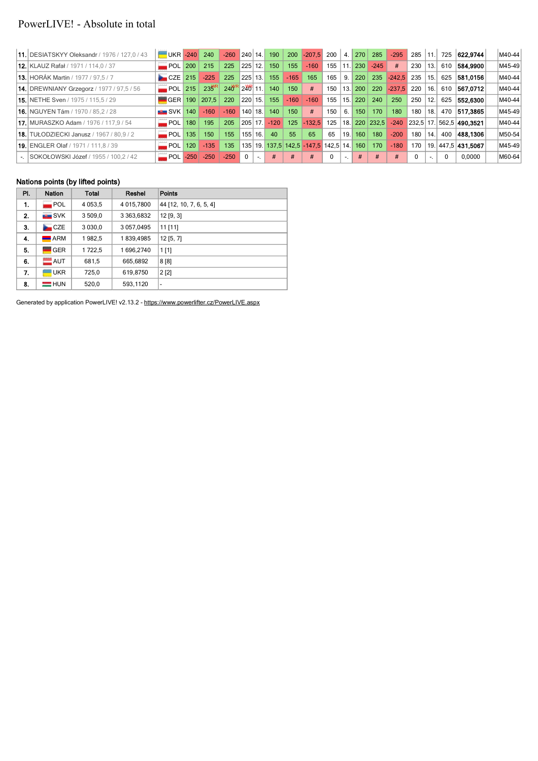# PowerLIVE! - Absolute in total

| | | | | | | | | | | | | | | | | | | | | | | |
|---|---|---|---|---|---|---|---|---|---|---|---|---|---|---|---|---|---|---|---|---|---|---|
| 11. | DESIATSKYY Oleksandr / 1976 / 127,0 / 43 | UKR | -240 | 240 | -260 | 240 | 14. | 190 | 200 | -207,5 | 200 | 4. | 270 | 285 | -295 | 285 | 11. | 725 | 622,9744 | | M40-44 |
| 12. | KLAUZ Rafał / 1971 / 114,0 / 37 | POL | 200 | 215 | 225 | 225 | 12. | 150 | 155 | -160 | 155 | 11. | 230 | -245 | # | 230 | 13. | 610 | 584,9900 | | M45-49 |
| 13. | HORÁK Martin / 1977 / 97,5 / 7 | CZE | 215 | -225 | 225 | 225 | 13. | 155 | -165 | 165 | 165 | 9. | 220 | 235 | -242,5 | 235 | 15. | 625 | 581,0156 | | M40-44 |
| 14. | DREWNIANY Grzegorz / 1977 / 97,5 / 56 | POL | 215 | 235 WR | 240 WR | 240 WR | 11. | 140 | 150 | # | 150 | 13. | 200 | 220 | -237,5 | 220 | 16. | 610 | 567,0712 | | M40-44 |
| 15. | NETHE Sven / 1975 / 115,5 / 29 | GER | 190 | 207,5 | 220 | 220 | 15. | 155 | -160 | -160 | 155 | 15. | 220 | 240 | 250 | 250 | 12. | 625 | 552,6300 | | M40-44 |
| 16. | NGUYEN Tám / 1970 / 85,2 / 28 | SVK | 140 | -160 | -160 | 140 | 18. | 140 | 150 | # | 150 | 6. | 150 | 170 | 180 | 180 | 18. | 470 | 517,3865 | | M45-49 |
| 17. | MURASZKO Adam / 1976 / 117,9 / 54 | POL | 180 | 195 | 205 | 205 | 17. | -120 | 125 | -132,5 | 125 | 18. | 220 | 232,5 | -240 | 232,5 | 17. | 562,5 | 490,3521 | | M40-44 |
| 18. | TUŁODZIECKI Janusz / 1967 / 80,9 / 2 | POL | 135 | 150 | 155 | 155 | 16. | 40 | 55 | 65 | 65 | 19. | 160 | 180 | -200 | 180 | 14. | 400 | 488,1306 | | M50-54 |
| 19. | ENGLER Olaf / 1971 / 111,8 / 39 | POL | 120 | -135 | 135 | 135 | 19. | 137,5 | 142,5 | -147,5 | 142,5 | 14. | 160 | 170 | -180 | 170 | 19. | 447,5 | 431,5067 | | M45-49 |
| -. | SOKOŁOWSKI Józef / 1955 / 100,2 / 42 | POL | -250 | -250 | -250 | 0 | -. | # | # | # | 0 | -. | # | # | # | 0 | -. | 0 | 0,0000 | | M60-64 |

## Nations points (by lifted points)

| Pl. | Nation | Total | Reshel | Points |
|---|---|---|---|---|
| 1. | POL | 4 053,5 | 4 015,7800 | 44 [12, 10, 7, 6, 5, 4] |
| 2. | SVK | 3 509,0 | 3 363,6832 | 12 [9, 3] |
| 3. | CZE | 3 030,0 | 3 057,0495 | 11 [11] |
| 4. | ARM | 1 982,5 | 1 839,4985 | 12 [5, 7] |
| 5. | GER | 1 722,5 | 1 696,2740 | 1 [1] |
| 6. | AUT | 681,5 | 665,6892 | 8 [8] |
| 7. | UKR | 725,0 | 619,8750 | 2 [2] |
| 8. | HUN | 520,0 | 593,1120 | - |

Generated by application PowerLIVE! v2.13.2 - https://www.powerlifter.cz/PowerLIVE.aspx